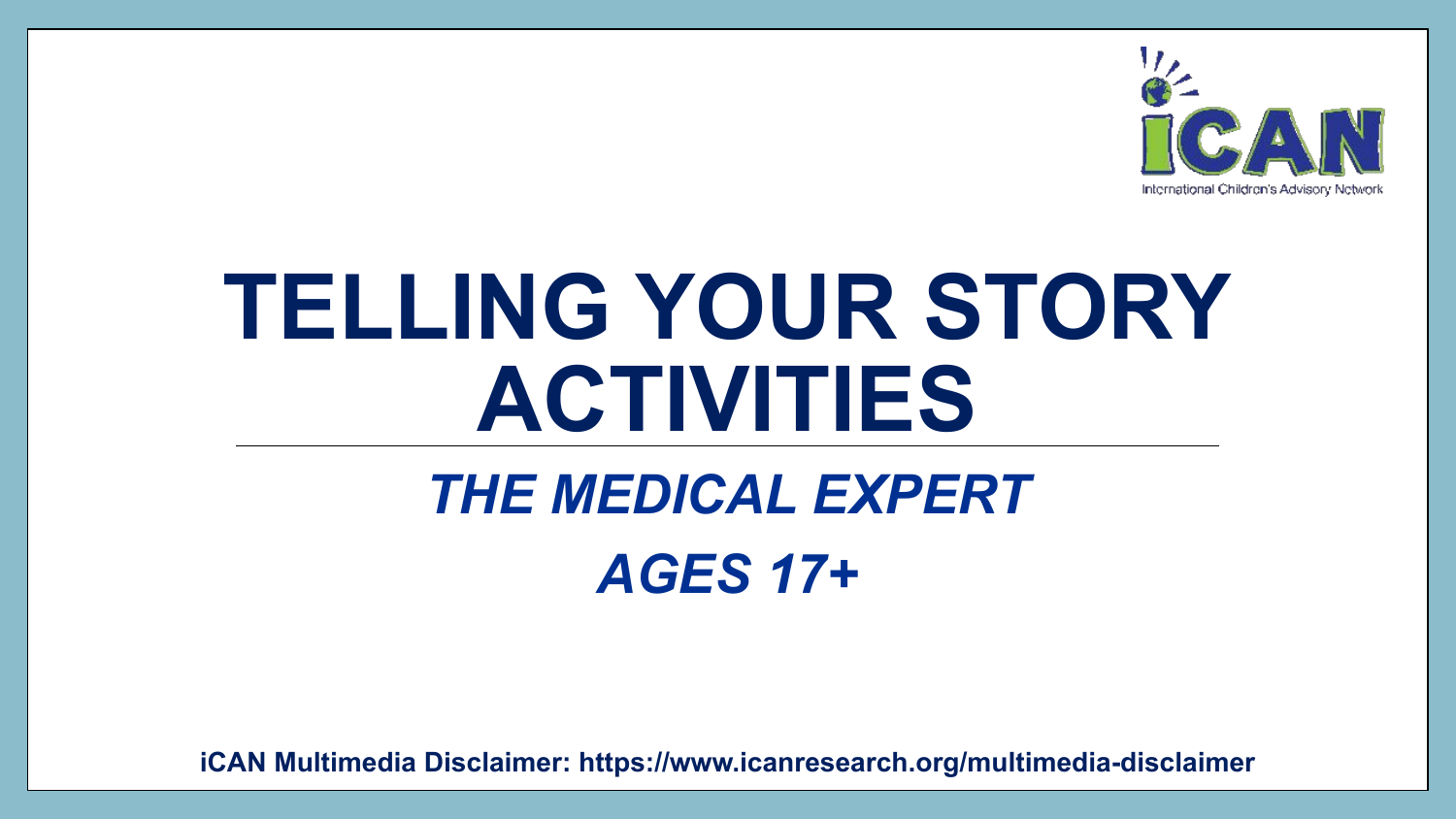iCAN

International Children's Advisory Network

# TELLING YOUR STORY ACTIVITIES

## *THE MEDICAL EXPERT*

## *AGES 17+*

**iCAN Multimedia Disclaimer: https://www.icanresearch.org/multimedia-disclaimer**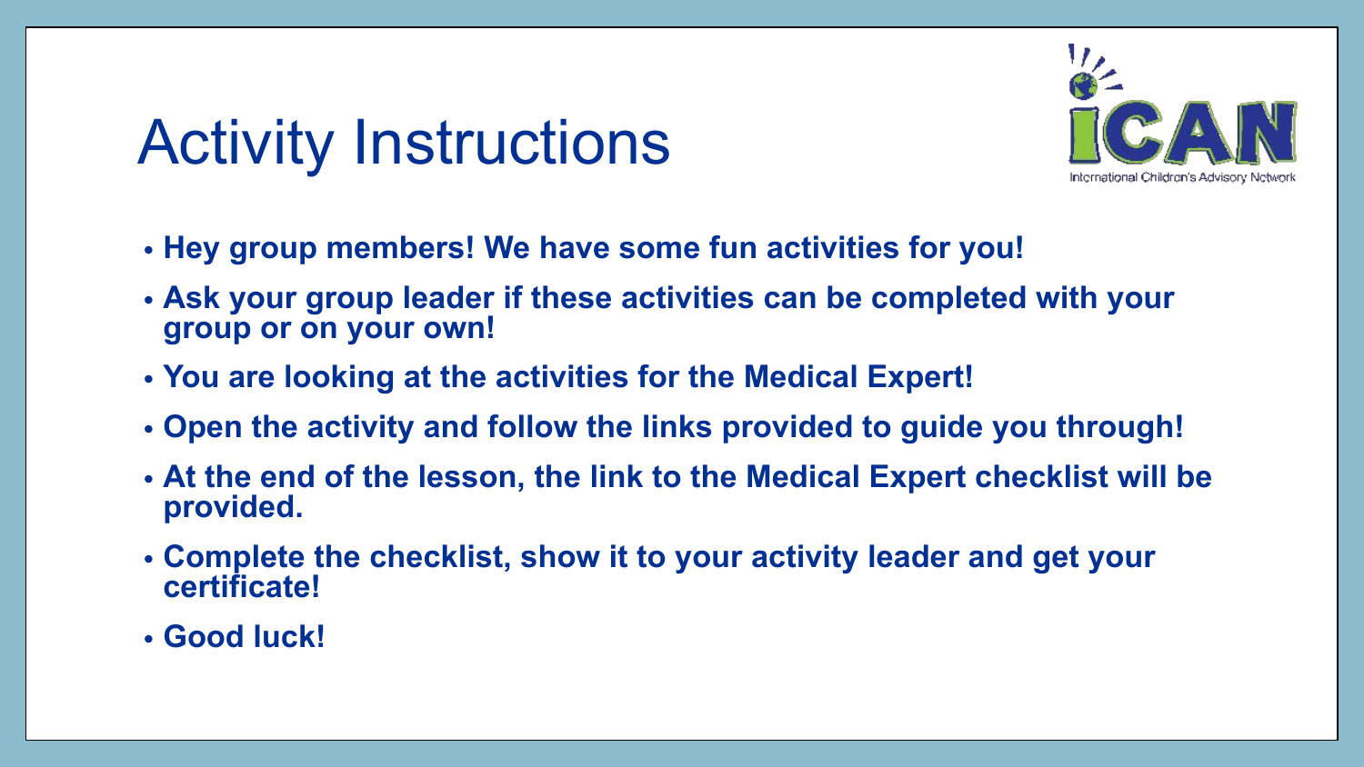# Activity Instructions

- **Hey group members! We have some fun activities for you!**
- **Ask your group leader if these activities can be completed with your group or on your own!**
- **You are looking at the activities for the Medical Expert!**
- **Open the activity and follow the links provided to guide you through!**
- **At the end of the lesson, the link to the Medical Expert checklist will be provided.**
- **Complete the checklist, show it to your activity leader and get your certificate!**
- **Good luck!**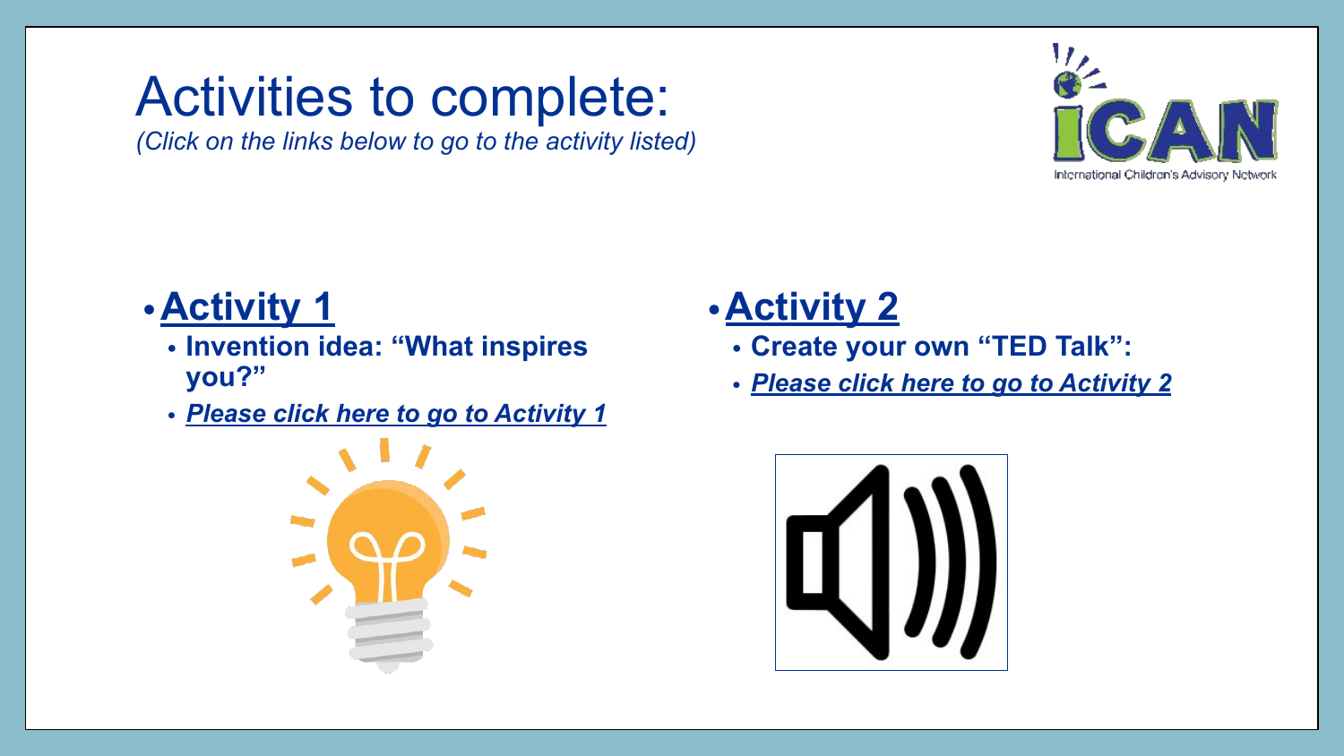# Activities to complete:

*(Click on the links below to go to the activity listed)*

- **Activity 1**
  - **Invention idea: "What inspires you?"**
  - ***Please click here to go to Activity 1***
- **Activity 2**
  - **Create your own "TED Talk":**
  - ***Please click here to go to Activity 2***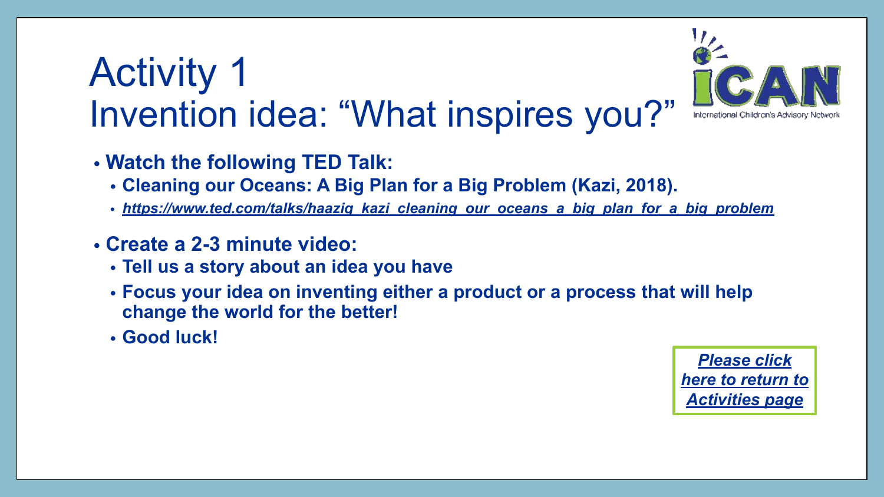# Activity 1
## Invention idea: "What inspires you?"

- **Watch the following TED Talk:**
  - **Cleaning our Oceans: A Big Plan for a Big Problem (Kazi, 2018).**
  - ***https://www.ted.com/talks/haaziq_kazi_cleaning_our_oceans_a_big_plan_for_a_big_problem***
- **Create a 2-3 minute video:**
  - **Tell us a story about an idea you have**
  - **Focus your idea on inventing either a product or a process that will help change the world for the better!**
  - **Good luck!**

***Please click here to return to Activities page***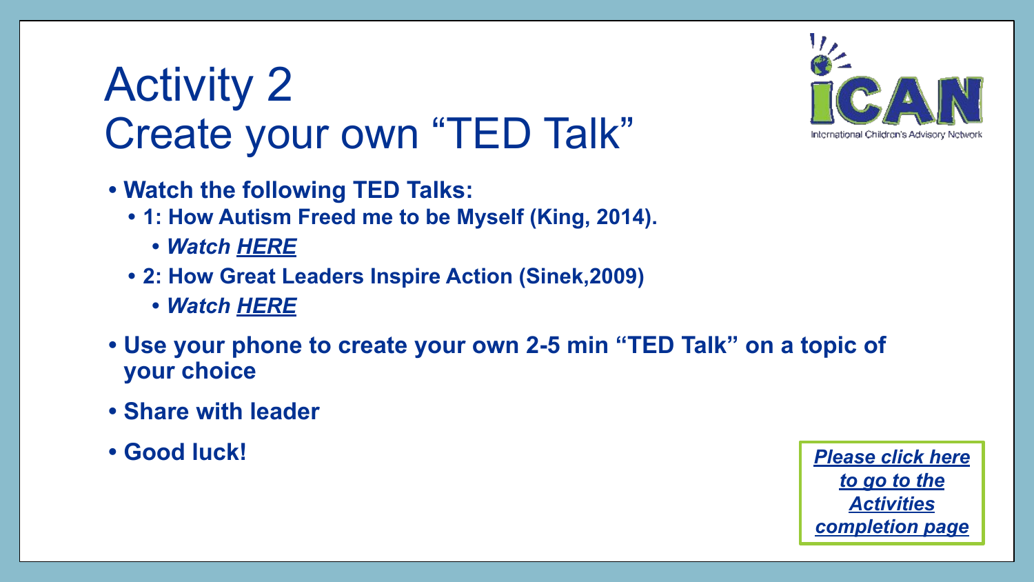# Activity 2
## Create your own "TED Talk"

- **Watch the following TED Talks:**
  - **1: How Autism Freed me to be Myself (King, 2014).**
    - ***Watch HERE***
  - **2: How Great Leaders Inspire Action (Sinek,2009)**
    - ***Watch HERE***
- **Use your phone to create your own 2-5 min "TED Talk" on a topic of your choice**
- **Share with leader**
- **Good luck!**

***Please click here to go to the Activities completion page***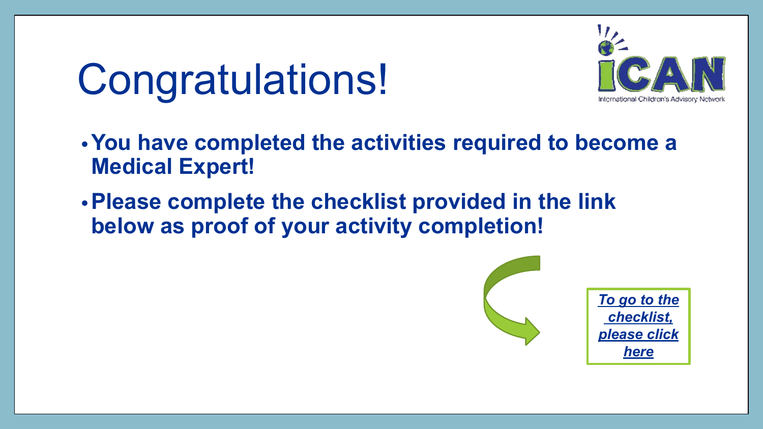# Congratulations!

iCAN
International Children's Advisory Network

- **You have completed the activities required to become a Medical Expert!**
- **Please complete the checklist provided in the link below as proof of your activity completion!**

***To go to the checklist, please click here***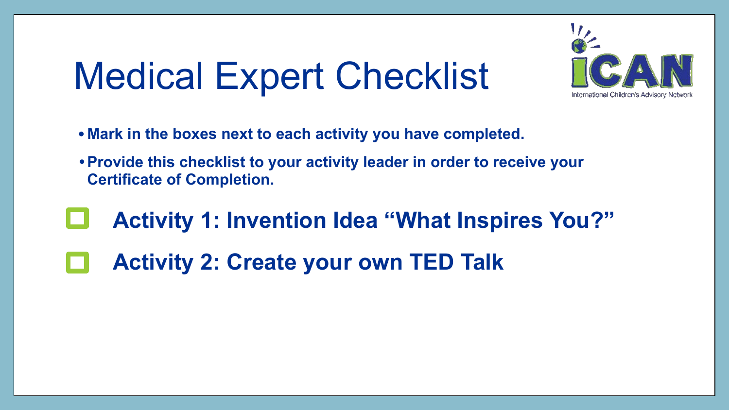# Medical Expert Checklist

iCAN
International Children's Advisory Network

- **Mark in the boxes next to each activity you have completed.**
- **Provide this checklist to your activity leader in order to receive your Certificate of Completion.**

☐ **Activity 1: Invention Idea "What Inspires You?"**

☐ **Activity 2: Create your own TED Talk**